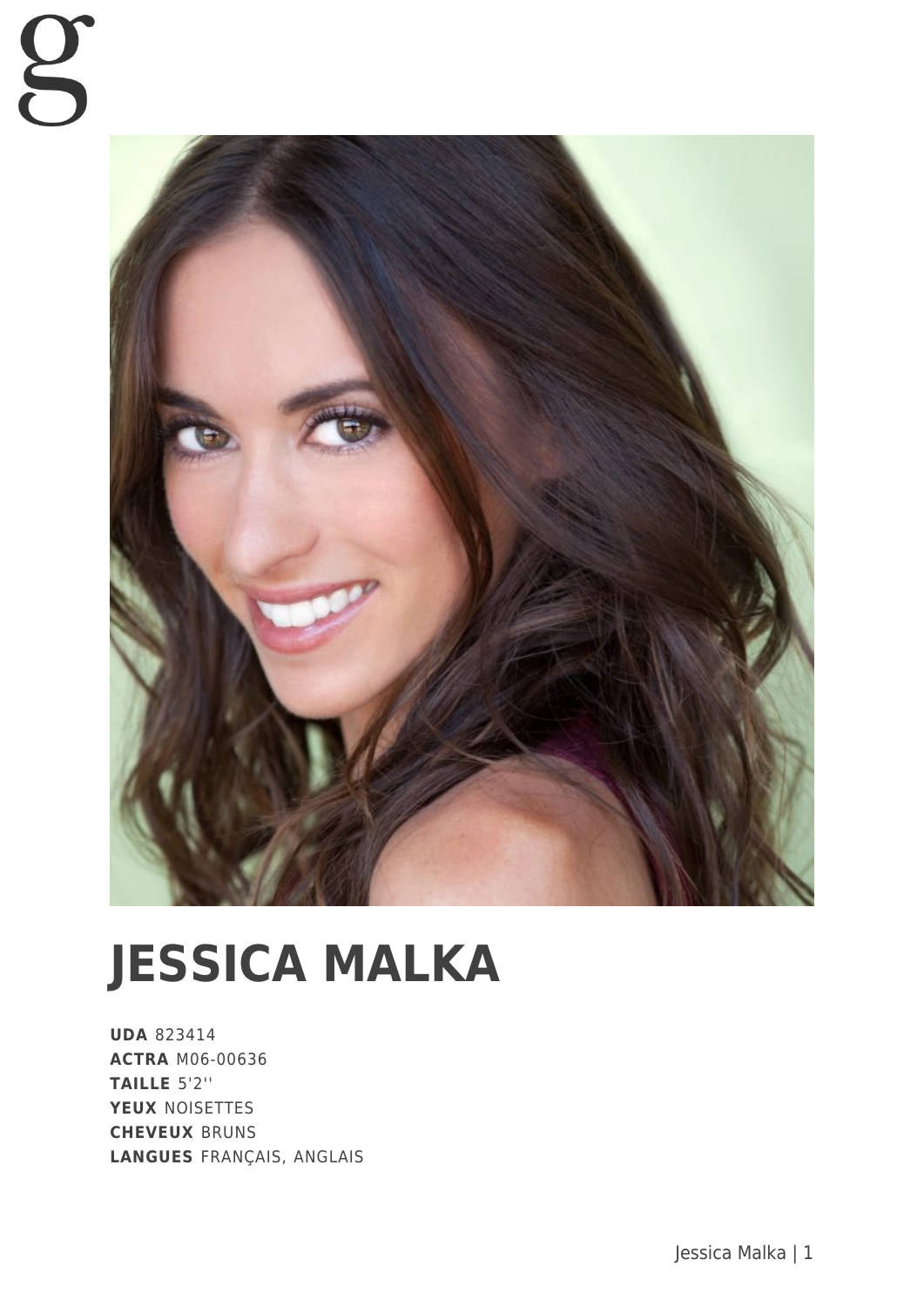# JESSICA MALKA

**UDA** 823414
**ACTRA** M06-00636
**TAILLE** 5'2''
**YEUX** NOISETTES
**CHEVEUX** BRUNS
**LANGUES** FRANÇAIS, ANGLAIS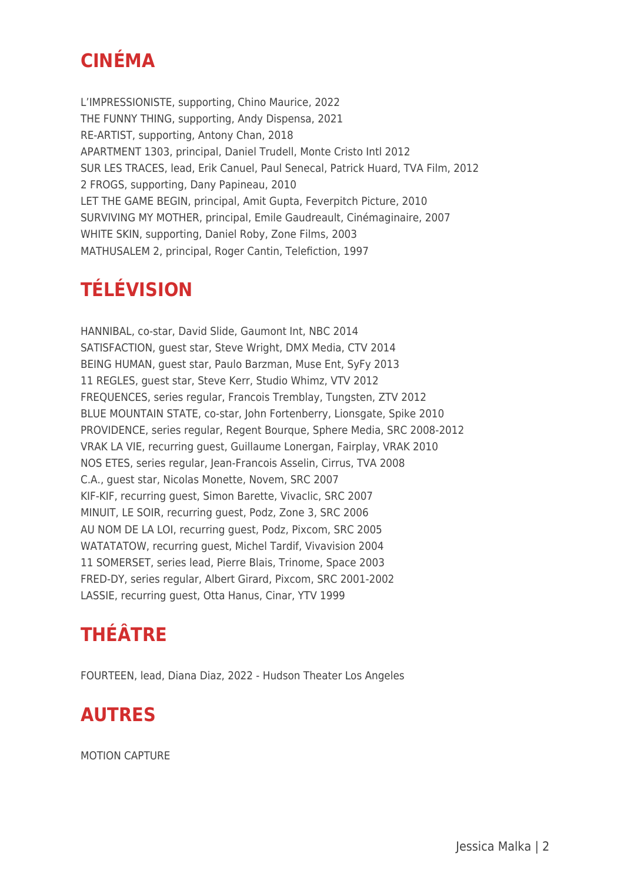## CINÉMA

L'IMPRESSIONISTE, supporting, Chino Maurice, 2022
THE FUNNY THING, supporting, Andy Dispensa, 2021
RE-ARTIST, supporting, Antony Chan, 2018
APARTMENT 1303, principal, Daniel Trudell, Monte Cristo Intl 2012
SUR LES TRACES, lead, Erik Canuel, Paul Senecal, Patrick Huard, TVA Film, 2012
2 FROGS, supporting, Dany Papineau, 2010
LET THE GAME BEGIN, principal, Amit Gupta, Feverpitch Picture, 2010
SURVIVING MY MOTHER, principal, Emile Gaudreault, Cinémaginaire, 2007
WHITE SKIN, supporting, Daniel Roby, Zone Films, 2003
MATHUSALEM 2, principal, Roger Cantin, Telefiction, 1997

## TÉLÉVISION

HANNIBAL, co-star, David Slide, Gaumont Int, NBC 2014
SATISFACTION, guest star, Steve Wright, DMX Media, CTV 2014
BEING HUMAN, guest star, Paulo Barzman, Muse Ent, SyFy 2013
11 REGLES, guest star, Steve Kerr, Studio Whimz, VTV 2012
FREQUENCES, series regular, Francois Tremblay, Tungsten, ZTV 2012
BLUE MOUNTAIN STATE, co-star, John Fortenberry, Lionsgate, Spike 2010
PROVIDENCE, series regular, Regent Bourque, Sphere Media, SRC 2008-2012
VRAK LA VIE, recurring guest, Guillaume Lonergan, Fairplay, VRAK 2010
NOS ETES, series regular, Jean-Francois Asselin, Cirrus, TVA 2008
C.A., guest star, Nicolas Monette, Novem, SRC 2007
KIF-KIF, recurring guest, Simon Barette, Vivaclic, SRC 2007
MINUIT, LE SOIR, recurring guest, Podz, Zone 3, SRC 2006
AU NOM DE LA LOI, recurring guest, Podz, Pixcom, SRC 2005
WATATATOW, recurring guest, Michel Tardif, Vivavision 2004
11 SOMERSET, series lead, Pierre Blais, Trinome, Space 2003
FRED-DY, series regular, Albert Girard, Pixcom, SRC 2001-2002
LASSIE, recurring guest, Otta Hanus, Cinar, YTV 1999

## THÉÂTRE

FOURTEEN, lead, Diana Diaz, 2022 - Hudson Theater Los Angeles

## AUTRES

MOTION CAPTURE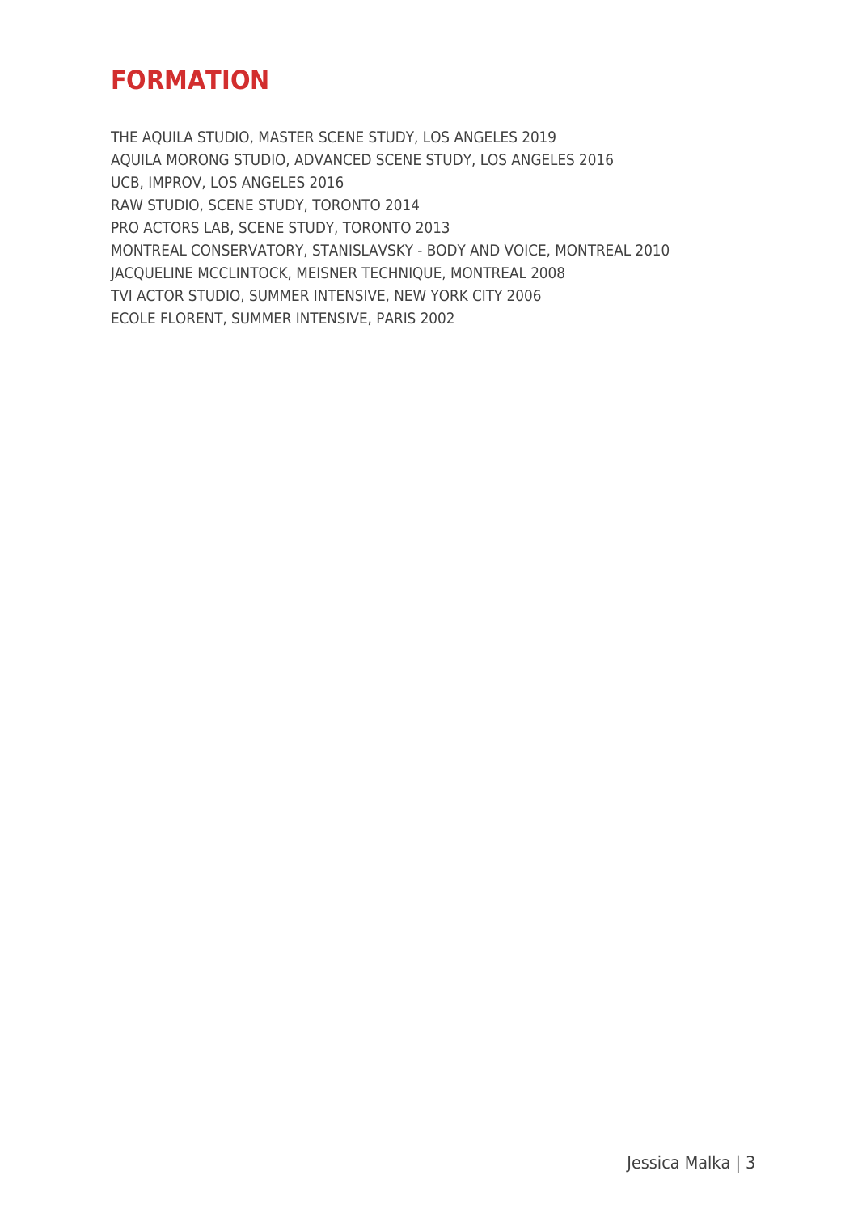## FORMATION

THE AQUILA STUDIO, MASTER SCENE STUDY, LOS ANGELES 2019
AQUILA MORONG STUDIO, ADVANCED SCENE STUDY, LOS ANGELES 2016
UCB, IMPROV, LOS ANGELES 2016
RAW STUDIO, SCENE STUDY, TORONTO 2014
PRO ACTORS LAB, SCENE STUDY, TORONTO 2013
MONTREAL CONSERVATORY, STANISLAVSKY - BODY AND VOICE, MONTREAL 2010
JACQUELINE MCCLINTOCK, MEISNER TECHNIQUE, MONTREAL 2008
TVI ACTOR STUDIO, SUMMER INTENSIVE, NEW YORK CITY 2006
ECOLE FLORENT, SUMMER INTENSIVE, PARIS 2002